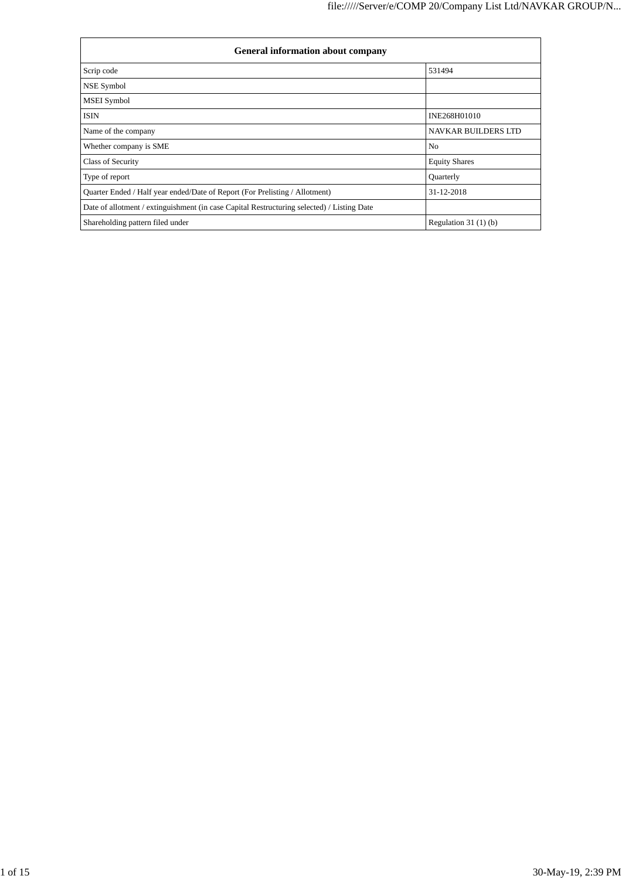| General information about company | |
|---|---|
| Scrip code | 531494 |
| NSE Symbol | |
| MSEI Symbol | |
| ISIN | INE268H01010 |
| Name of the company | NAVKAR BUILDERS LTD |
| Whether company is SME | No |
| Class of Security | Equity Shares |
| Type of report | Quarterly |
| Quarter Ended / Half year ended/Date of Report (For Prelisting / Allotment) | 31-12-2018 |
| Date of allotment / extinguishment (in case Capital Restructuring selected) / Listing Date | |
| Shareholding pattern filed under | Regulation 31 (1) (b) |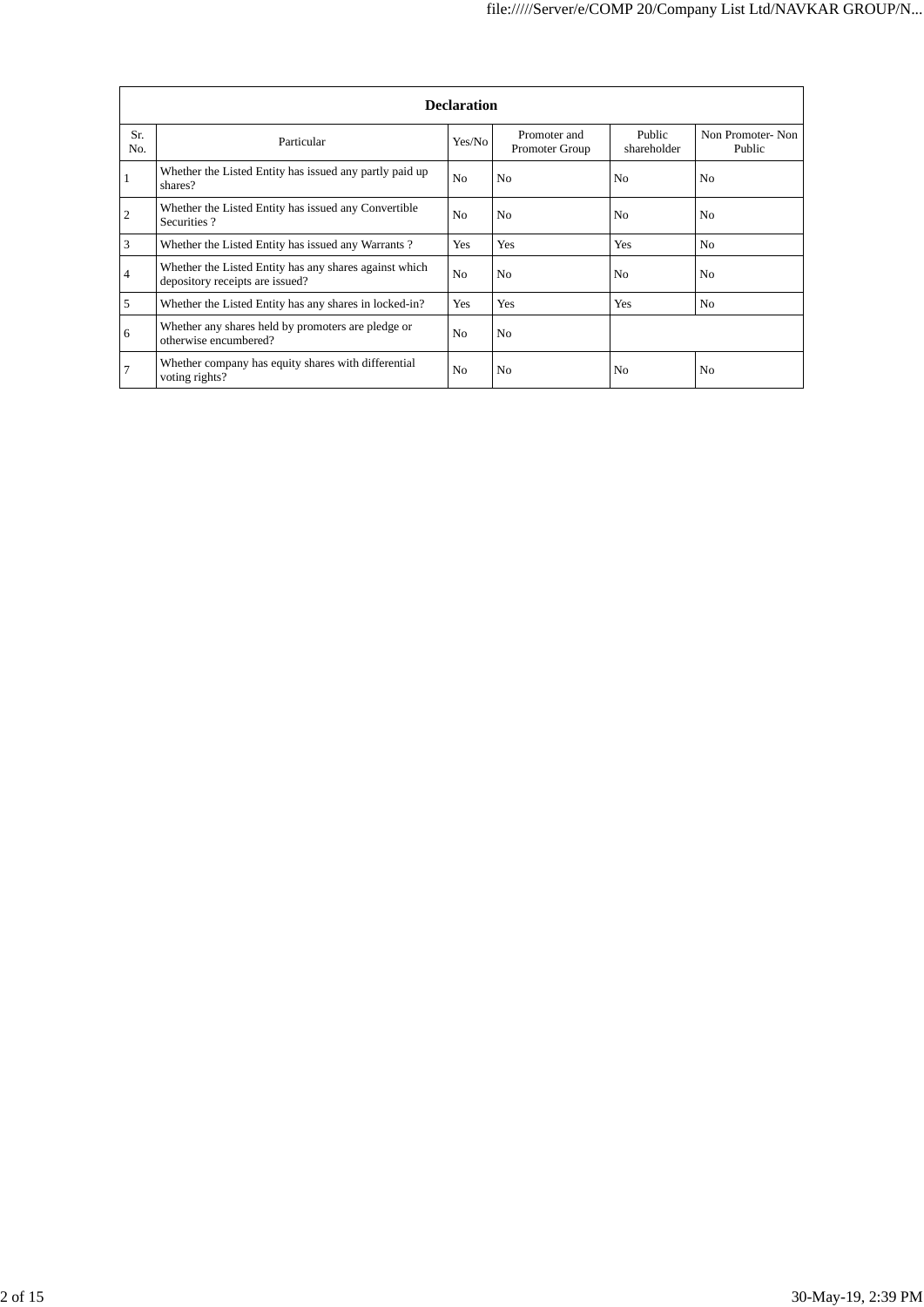| Declaration | | | | | |
|---|---|---|---|---|---|
| Sr. No. | Particular | Yes/No | Promoter and Promoter Group | Public shareholder | Non Promoter- Non Public |
| 1 | Whether the Listed Entity has issued any partly paid up shares? | No | No | No | No |
| 2 | Whether the Listed Entity has issued any Convertible Securities ? | No | No | No | No |
| 3 | Whether the Listed Entity has issued any Warrants ? | Yes | Yes | Yes | No |
| 4 | Whether the Listed Entity has any shares against which depository receipts are issued? | No | No | No | No |
| 5 | Whether the Listed Entity has any shares in locked-in? | Yes | Yes | Yes | No |
| 6 | Whether any shares held by promoters are pledge or otherwise encumbered? | No | No | | |
| 7 | Whether company has equity shares with differential voting rights? | No | No | No | No |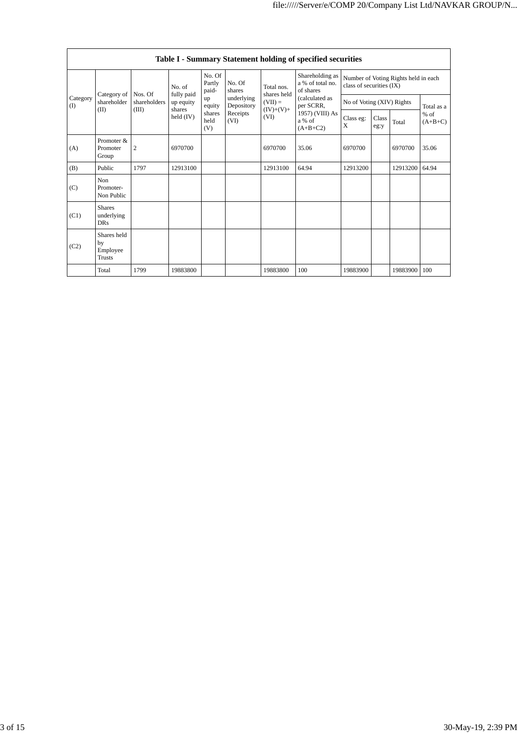| Table I - Summary Statement holding of specified securities | | | | | | | | | | | | |
|---|---|---|---|---|---|---|---|---|---|---|---|---|
| Category (I) | Category of shareholder (II) | Nos. Of shareholders (III) | No. of fully paid up equity shares held (IV) | No. Of Partly paid-up equity shares held (V) | No. Of shares underlying Depository Receipts (VI) | Total nos. shares held (VII) = (IV)+(V)+ (VI) | Shareholding as a % of total no. of shares (calculated as per SCRR, 1957) (VIII) As a % of (A+B+C2) | Number of Voting Rights held in each class of securities (IX) | | | |
| | | | | | | | | No of Voting (XIV) Rights | | | Total as a % of (A+B+C) |
| | | | | | | | | Class eg: X | Class eg:y | Total | |
| (A) | Promoter & Promoter Group | 2 | 6970700 | | | 6970700 | 35.06 | 6970700 | | 6970700 | 35.06 |
| (B) | Public | 1797 | 12913100 | | | 12913100 | 64.94 | 12913200 | | 12913200 | 64.94 |
| (C) | Non Promoter- Non Public | | | | | | | | | | |
| (C1) | Shares underlying DRs | | | | | | | | | | |
| (C2) | Shares held by Employee Trusts | | | | | | | | | | |
| | Total | 1799 | 19883800 | | | 19883800 | 100 | 19883900 | | 19883900 | 100 |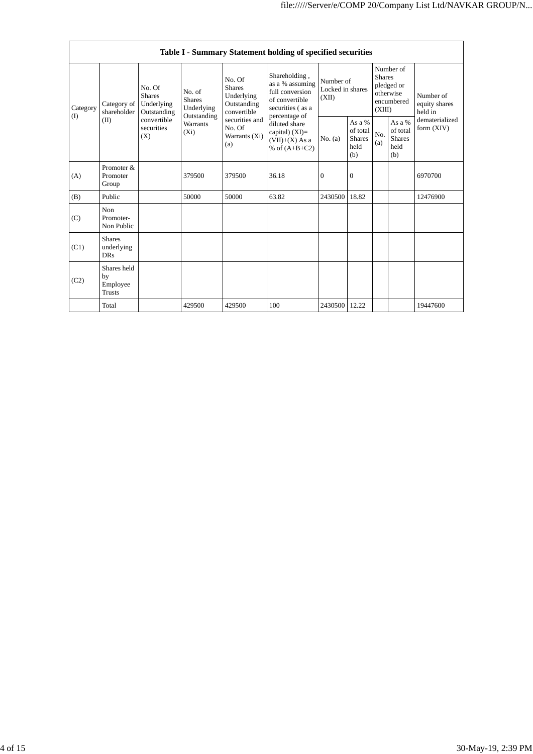| Table I - Summary Statement holding of specified securities | | | | | | | | | | | |
|---|---|---|---|---|---|---|---|---|---|---|---|
| Category (I) | Category of shareholder (II) | No. Of Shares Underlying Outstanding convertible securities (X) | No. of Shares Underlying Outstanding Warrants (Xi) | No. Of Shares Underlying Outstanding convertible securities and No. Of Warrants (Xi) (a) | Shareholding , as a % assuming full conversion of convertible securities ( as a percentage of diluted share capital) (XI)= (VII)+(X) As a % of (A+B+C2) | Number of Locked in shares (XII) | | Number of Shares pledged or otherwise encumbered (XIII) | | Number of equity shares held in dematerialized form (XIV) |
| | | | | | | No. (a) | As a % of total Shares held (b) | No. (a) | As a % of total Shares held (b) | |
| (A) | Promoter & Promoter Group | | 379500 | 379500 | 36.18 | 0 | 0 | | | 6970700 |
| (B) | Public | | 50000 | 50000 | 63.82 | 2430500 | 18.82 | | | 12476900 |
| (C) | Non Promoter- Non Public | | | | | | | | | |
| (C1) | Shares underlying DRs | | | | | | | | | |
| (C2) | Shares held by Employee Trusts | | | | | | | | | |
| | Total | | 429500 | 429500 | 100 | 2430500 | 12.22 | | | 19447600 |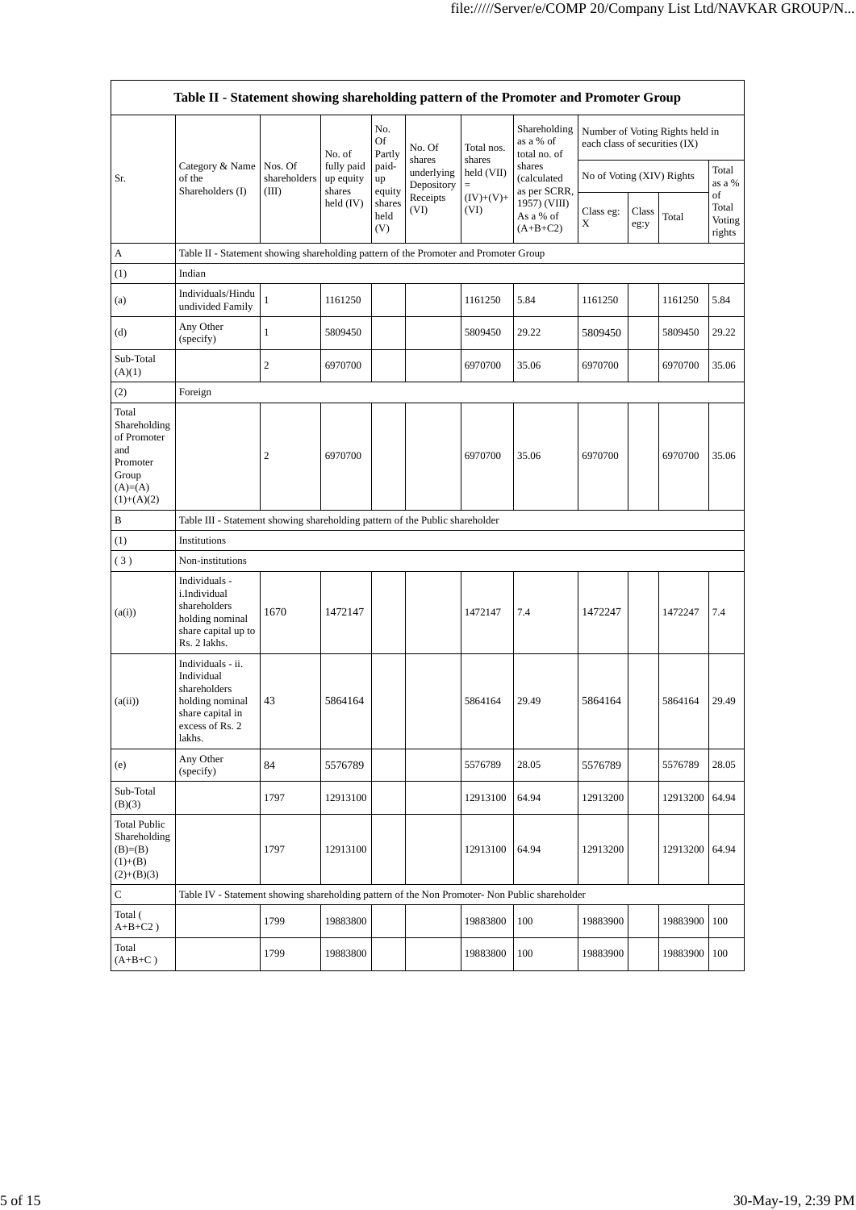| Table II - Statement showing shareholding pattern of the Promoter and Promoter Group | | | | | | | | | | | |
|---|---|---|---|---|---|---|---|---|---|---|---|
| Sr. | Category & Name of the Shareholders (I) | Nos. Of shareholders (III) | No. of fully paid up equity shares held (IV) | No. Of Partly paid-up equity shares held (V) | No. Of shares underlying Depository Receipts (VI) | Total nos. shares held (VII) = (IV)+(V)+ (VI) | Shareholding as a % of total no. of shares (calculated as per SCRR, 1957) (VIII) As a % of (A+B+C2) | Number of Voting Rights held in each class of securities (IX) | | | |
| | | | | | | | | No of Voting (XIV) Rights | | | Total as a % of Total Voting rights |
| | | | | | | | | Class eg: X | Class eg:y | Total | |
| A | Table II - Statement showing shareholding pattern of the Promoter and Promoter Group | | | | | | | | | | |
| (1) | Indian | | | | | | | | | | |
| (a) | Individuals/Hindu undivided Family | 1 | 1161250 | | | 1161250 | 5.84 | 1161250 | | 1161250 | 5.84 |
| (d) | Any Other (specify) | 1 | 5809450 | | | 5809450 | 29.22 | 5809450 | | 5809450 | 29.22 |
| Sub-Total (A)(1) | | 2 | 6970700 | | | 6970700 | 35.06 | 6970700 | | 6970700 | 35.06 |
| (2) | Foreign | | | | | | | | | | |
| Total Shareholding of Promoter and Promoter Group (A)=(A)(1)+(A)(2) | | 2 | 6970700 | | | 6970700 | 35.06 | 6970700 | | 6970700 | 35.06 |
| B | Table III - Statement showing shareholding pattern of the Public shareholder | | | | | | | | | | |
| (1) | Institutions | | | | | | | | | | |
| ( 3 ) | Non-institutions | | | | | | | | | | |
| (a(i)) | Individuals - i.Individual shareholders holding nominal share capital up to Rs. 2 lakhs. | 1670 | 1472147 | | | 1472147 | 7.4 | 1472247 | | 1472247 | 7.4 |
| (a(ii)) | Individuals - ii. Individual shareholders holding nominal share capital in excess of Rs. 2 lakhs. | 43 | 5864164 | | | 5864164 | 29.49 | 5864164 | | 5864164 | 29.49 |
| (e) | Any Other (specify) | 84 | 5576789 | | | 5576789 | 28.05 | 5576789 | | 5576789 | 28.05 |
| Sub-Total (B)(3) | | 1797 | 12913100 | | | 12913100 | 64.94 | 12913200 | | 12913200 | 64.94 |
| Total Public Shareholding (B)=(B)(1)+(B)(2)+(B)(3) | | 1797 | 12913100 | | | 12913100 | 64.94 | 12913200 | | 12913200 | 64.94 |
| C | Table IV - Statement showing shareholding pattern of the Non Promoter- Non Public shareholder | | | | | | | | | | |
| Total ( A+B+C2 ) | | 1799 | 19883800 | | | 19883800 | 100 | 19883900 | | 19883900 | 100 |
| Total (A+B+C ) | | 1799 | 19883800 | | | 19883800 | 100 | 19883900 | | 19883900 | 100 |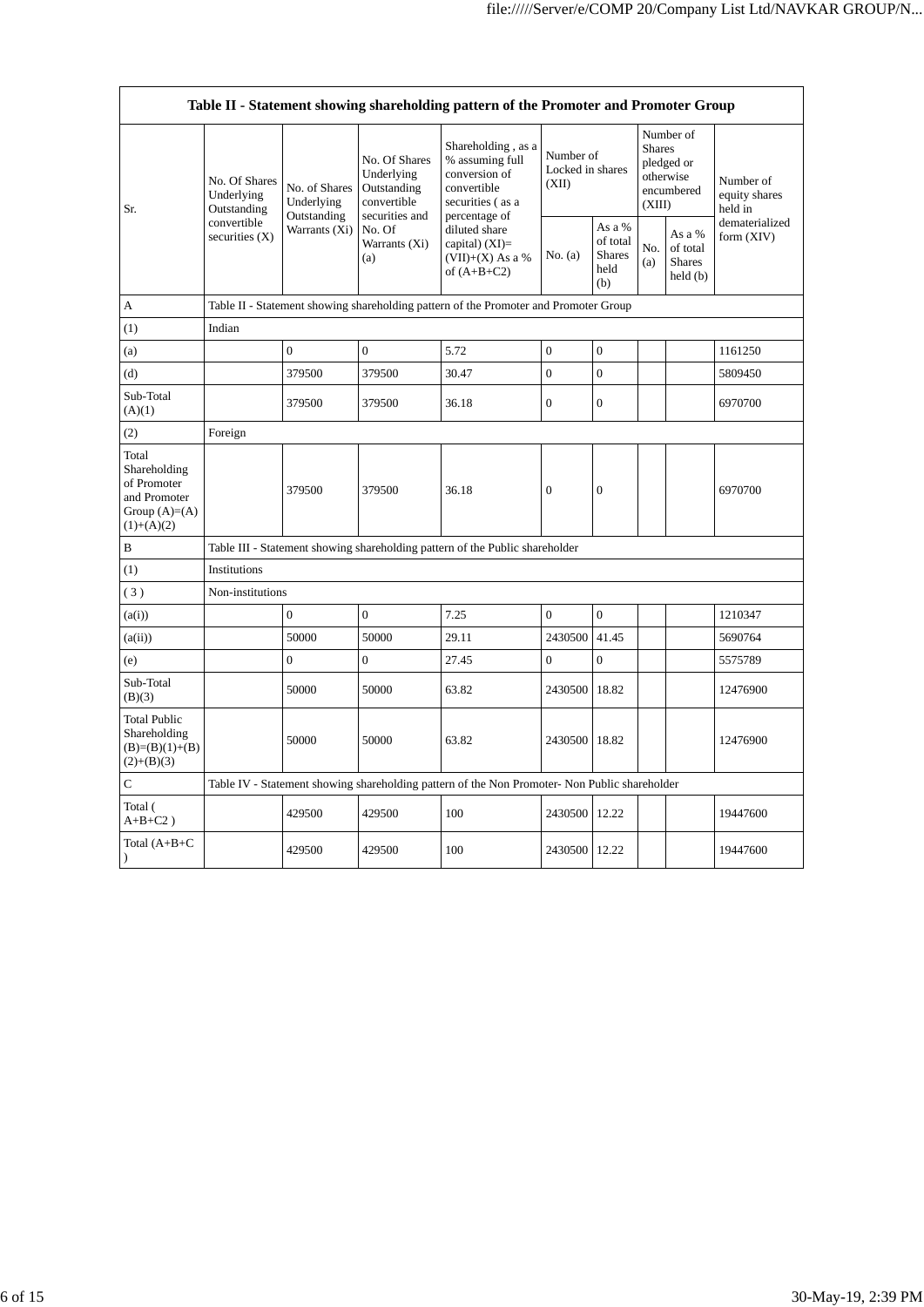| Table II - Statement showing shareholding pattern of the Promoter and Promoter Group | | | | | | | | | |
|---|---|---|---|---|---|---|---|---|---|
| Sr. | No. Of Shares Underlying Outstanding convertible securities (X) | No. of Shares Underlying Outstanding Warrants (Xi) | No. Of Shares Underlying Outstanding convertible securities and No. Of Warrants (Xi) (a) | Shareholding , as a % assuming full conversion of convertible securities ( as a percentage of diluted share capital) (XI)= (VII)+(X) As a % of (A+B+C2) | Number of Locked in shares (XII) | | Number of Shares pledged or otherwise encumbered (XIII) | | Number of equity shares held in dematerialized form (XIV) |
| | | | | | No. (a) | As a % of total Shares held (b) | No. (a) | As a % of total Shares held (b) | |
| A | Table II - Statement showing shareholding pattern of the Promoter and Promoter Group | | | | | | | | |
| (1) | Indian | | | | | | | | |
| (a) | | 0 | 0 | 5.72 | 0 | 0 | | | 1161250 |
| (d) | | 379500 | 379500 | 30.47 | 0 | 0 | | | 5809450 |
| Sub-Total (A)(1) | | 379500 | 379500 | 36.18 | 0 | 0 | | | 6970700 |
| (2) | Foreign | | | | | | | | |
| Total Shareholding of Promoter and Promoter Group (A)=(A)(1)+(A)(2) | | 379500 | 379500 | 36.18 | 0 | 0 | | | 6970700 |
| B | Table III - Statement showing shareholding pattern of the Public shareholder | | | | | | | | |
| (1) | Institutions | | | | | | | | |
| ( 3 ) | Non-institutions | | | | | | | | |
| (a(i)) | | 0 | 0 | 7.25 | 0 | 0 | | | 1210347 |
| (a(ii)) | | 50000 | 50000 | 29.11 | 2430500 | 41.45 | | | 5690764 |
| (e) | | 0 | 0 | 27.45 | 0 | 0 | | | 5575789 |
| Sub-Total (B)(3) | | 50000 | 50000 | 63.82 | 2430500 | 18.82 | | | 12476900 |
| Total Public Shareholding (B)=(B)(1)+(B)(2)+(B)(3) | | 50000 | 50000 | 63.82 | 2430500 | 18.82 | | | 12476900 |
| C | Table IV - Statement showing shareholding pattern of the Non Promoter- Non Public shareholder | | | | | | | | |
| Total ( A+B+C2 ) | | 429500 | 429500 | 100 | 2430500 | 12.22 | | | 19447600 |
| Total (A+B+C ) | | 429500 | 429500 | 100 | 2430500 | 12.22 | | | 19447600 |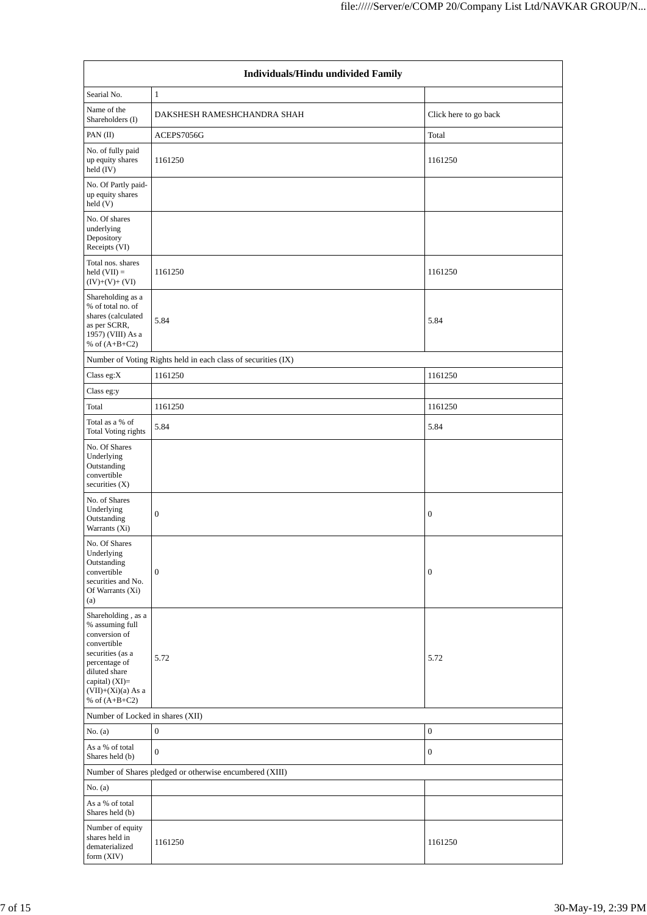| Individuals/Hindu undivided Family | | |
|---|---|---|
| Searial No. | 1 | |
| Name of the Shareholders (I) | DAKSHESH RAMESHCHANDRA SHAH | Click here to go back |
| PAN (II) | ACEPS7056G | Total |
| No. of fully paid up equity shares held (IV) | 1161250 | 1161250 |
| No. Of Partly paid-up equity shares held (V) | | |
| No. Of shares underlying Depository Receipts (VI) | | |
| Total nos. shares held (VII) = (IV)+(V)+ (VI) | 1161250 | 1161250 |
| Shareholding as a % of total no. of shares (calculated as per SCRR, 1957) (VIII) As a % of (A+B+C2) | 5.84 | 5.84 |
| Number of Voting Rights held in each class of securities (IX) | | |
| Class eg:X | 1161250 | 1161250 |
| Class eg:y | | |
| Total | 1161250 | 1161250 |
| Total as a % of Total Voting rights | 5.84 | 5.84 |
| No. Of Shares Underlying Outstanding convertible securities (X) | | |
| No. of Shares Underlying Outstanding Warrants (Xi) | 0 | 0 |
| No. Of Shares Underlying Outstanding convertible securities and No. Of Warrants (Xi) (a) | 0 | 0 |
| Shareholding , as a % assuming full conversion of convertible securities (as a percentage of diluted share capital) (XI)= (VII)+(Xi)(a) As a % of (A+B+C2) | 5.72 | 5.72 |
| Number of Locked in shares (XII) | | |
| No. (a) | 0 | 0 |
| As a % of total Shares held (b) | 0 | 0 |
| Number of Shares pledged or otherwise encumbered (XIII) | | |
| No. (a) | | |
| As a % of total Shares held (b) | | |
| Number of equity shares held in dematerialized form (XIV) | 1161250 | 1161250 |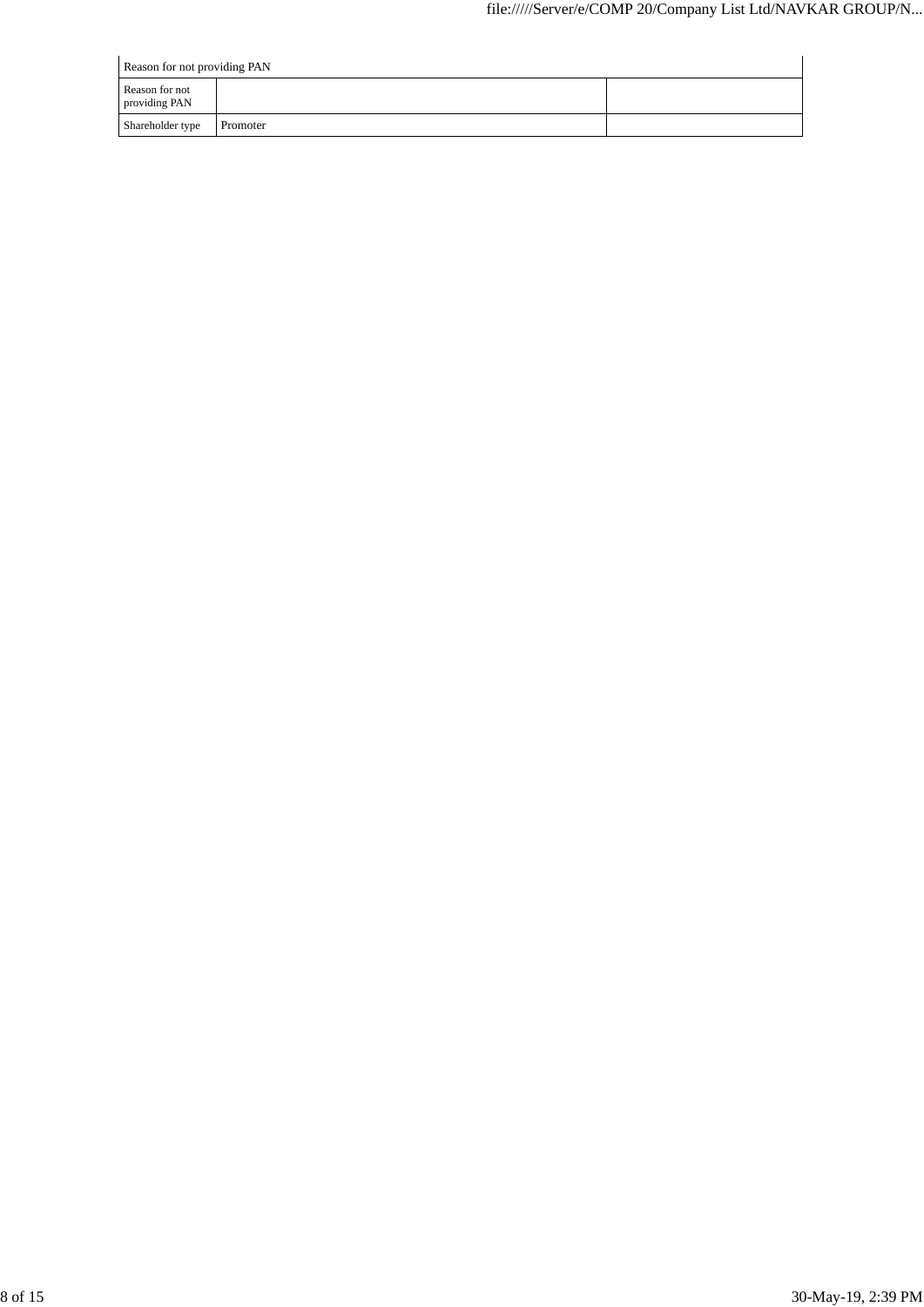| Reason for not providing PAN | | |
|---|---|---|
| Reason for not providing PAN | | |
| Shareholder type | Promoter | |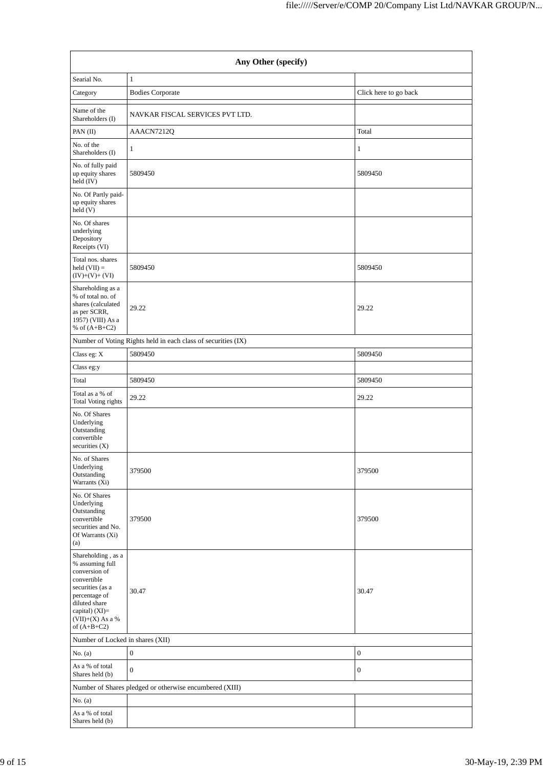| Any Other (specify) | | |
|---|---|---|
| Searial No. | 1 | |
| Category | Bodies Corporate | Click here to go back |
| | | |
| Name of the Shareholders (I) | NAVKAR FISCAL SERVICES PVT LTD. | |
| PAN (II) | AAACN7212Q | Total |
| No. of the Shareholders (I) | 1 | 1 |
| No. of fully paid up equity shares held (IV) | 5809450 | 5809450 |
| No. Of Partly paid-up equity shares held (V) | | |
| No. Of shares underlying Depository Receipts (VI) | | |
| Total nos. shares held (VII) = (IV)+(V)+ (VI) | 5809450 | 5809450 |
| Shareholding as a % of total no. of shares (calculated as per SCRR, 1957) (VIII) As a % of (A+B+C2) | 29.22 | 29.22 |
| Number of Voting Rights held in each class of securities (IX) | | |
| Class eg: X | 5809450 | 5809450 |
| Class eg:y | | |
| Total | 5809450 | 5809450 |
| Total as a % of Total Voting rights | 29.22 | 29.22 |
| No. Of Shares Underlying Outstanding convertible securities (X) | | |
| No. of Shares Underlying Outstanding Warrants (Xi) | 379500 | 379500 |
| No. Of Shares Underlying Outstanding convertible securities and No. Of Warrants (Xi) (a) | 379500 | 379500 |
| Shareholding , as a % assuming full conversion of convertible securities (as a percentage of diluted share capital) (XI)= (VII)+(X) As a % of (A+B+C2) | 30.47 | 30.47 |
| Number of Locked in shares (XII) | | |
| No. (a) | 0 | 0 |
| As a % of total Shares held (b) | 0 | 0 |
| Number of Shares pledged or otherwise encumbered (XIII) | | |
| No. (a) | | |
| As a % of total Shares held (b) | | |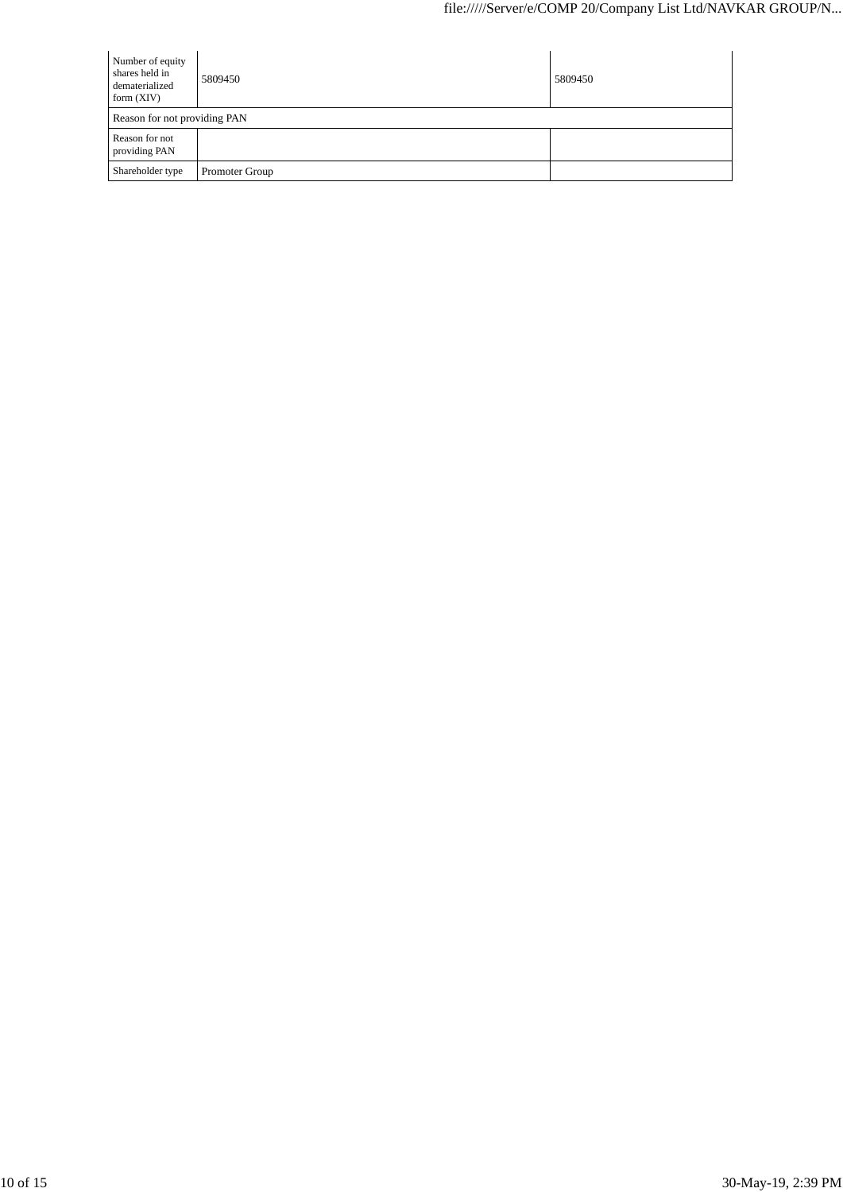| Number of equity shares held in dematerialized form (XIV) | 5809450 | 5809450 |
| --- | --- | --- |
| Reason for not providing PAN | | |
| Reason for not providing PAN | | |
| Shareholder type | Promoter Group | |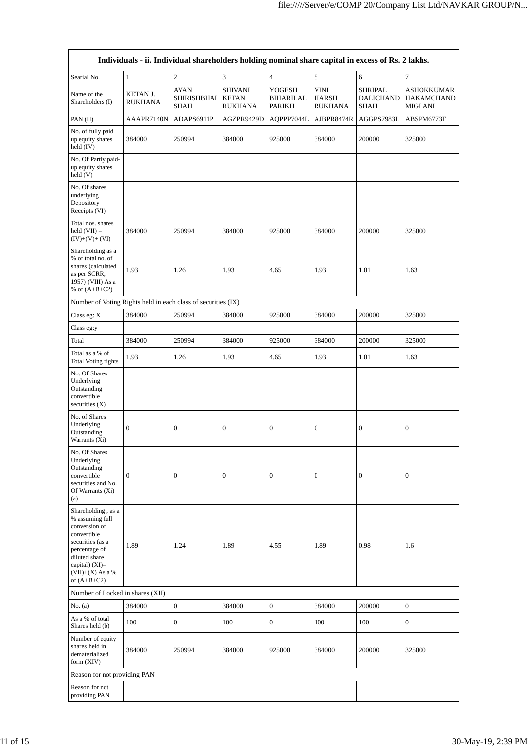| Individuals - ii. Individual shareholders holding nominal share capital in excess of Rs. 2 lakhs. | | | | | | | |
|---|---|---|---|---|---|---|---|
| Searial No. | 1 | 2 | 3 | 4 | 5 | 6 | 7 |
| Name of the Shareholders (I) | KETAN J. RUKHANA | AYAN SHIRISHBHAI SHAH | SHIVANI KETAN RUKHANA | YOGESH BIHARILAL PARIKH | VINI HARSH RUKHANA | SHRIPAL DALICHAND SHAH | ASHOKKUMAR HAKAMCHAND MIGLANI |
| PAN (II) | AAAPR7140N | ADAPS6911P | AGZPR9429D | AQPPP7044L | AJBPR8474R | AGGPS7983L | ABSPM6773F |
| No. of fully paid up equity shares held (IV) | 384000 | 250994 | 384000 | 925000 | 384000 | 200000 | 325000 |
| No. Of Partly paid-up equity shares held (V) | | | | | | | |
| No. Of shares underlying Depository Receipts (VI) | | | | | | | |
| Total nos. shares held (VII) = (IV)+(V)+ (VI) | 384000 | 250994 | 384000 | 925000 | 384000 | 200000 | 325000 |
| Shareholding as a % of total no. of shares (calculated as per SCRR, 1957) (VIII) As a % of (A+B+C2) | 1.93 | 1.26 | 1.93 | 4.65 | 1.93 | 1.01 | 1.63 |
| Number of Voting Rights held in each class of securities (IX) | | | | | | | |
| Class eg: X | 384000 | 250994 | 384000 | 925000 | 384000 | 200000 | 325000 |
| Class eg:y | | | | | | | |
| Total | 384000 | 250994 | 384000 | 925000 | 384000 | 200000 | 325000 |
| Total as a % of Total Voting rights | 1.93 | 1.26 | 1.93 | 4.65 | 1.93 | 1.01 | 1.63 |
| No. Of Shares Underlying Outstanding convertible securities (X) | | | | | | | |
| No. of Shares Underlying Outstanding Warrants (Xi) | 0 | 0 | 0 | 0 | 0 | 0 | 0 |
| No. Of Shares Underlying Outstanding convertible securities and No. Of Warrants (Xi) (a) | 0 | 0 | 0 | 0 | 0 | 0 | 0 |
| Shareholding , as a % assuming full conversion of convertible securities (as a percentage of diluted share capital) (XI)= (VII)+(X) As a % of (A+B+C2) | 1.89 | 1.24 | 1.89 | 4.55 | 1.89 | 0.98 | 1.6 |
| Number of Locked in shares (XII) | | | | | | | |
| No. (a) | 384000 | 0 | 384000 | 0 | 384000 | 200000 | 0 |
| As a % of total Shares held (b) | 100 | 0 | 100 | 0 | 100 | 100 | 0 |
| Number of equity shares held in dematerialized form (XIV) | 384000 | 250994 | 384000 | 925000 | 384000 | 200000 | 325000 |
| Reason for not providing PAN | | | | | | | |
| Reason for not providing PAN | | | | | | | |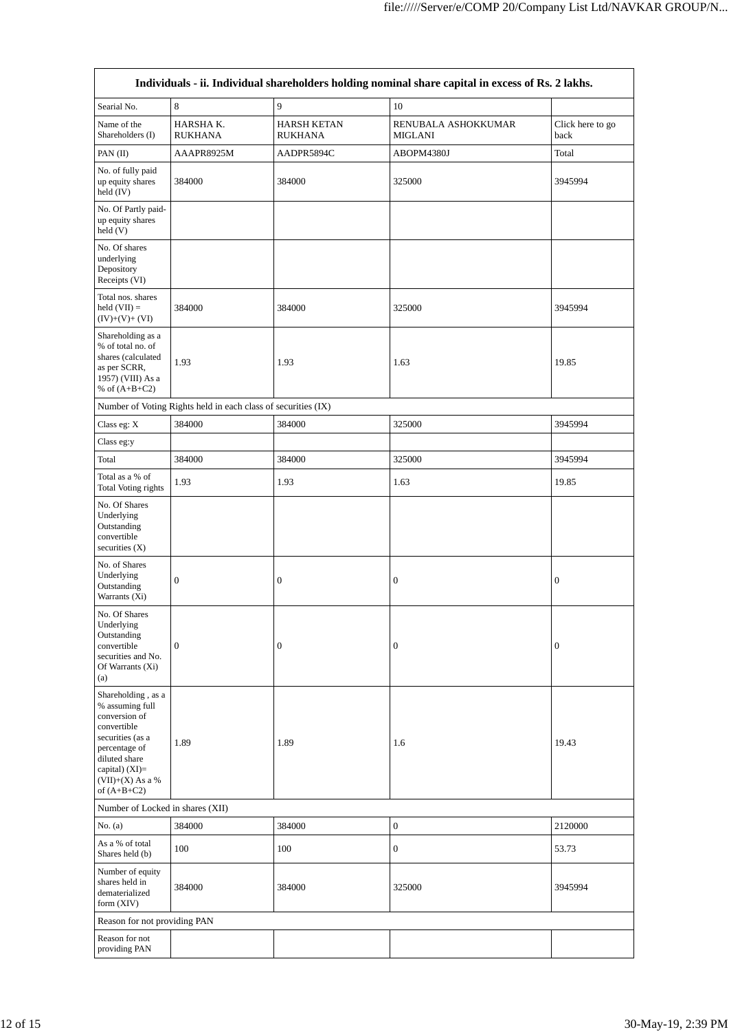| Individuals - ii. Individual shareholders holding nominal share capital in excess of Rs. 2 lakhs. | | | | |
|---|---|---|---|---|
| Searial No. | 8 | 9 | 10 | |
| Name of the Shareholders (I) | HARSHA K. RUKHANA | HARSH KETAN RUKHANA | RENUBALA ASHOKKUMAR MIGLANI | Click here to go back |
| PAN (II) | AAAPR8925M | AADPR5894C | ABOPM4380J | Total |
| No. of fully paid up equity shares held (IV) | 384000 | 384000 | 325000 | 3945994 |
| No. Of Partly paid-up equity shares held (V) | | | | |
| No. Of shares underlying Depository Receipts (VI) | | | | |
| Total nos. shares held (VII) = (IV)+(V)+ (VI) | 384000 | 384000 | 325000 | 3945994 |
| Shareholding as a % of total no. of shares (calculated as per SCRR, 1957) (VIII) As a % of (A+B+C2) | 1.93 | 1.93 | 1.63 | 19.85 |
| Number of Voting Rights held in each class of securities (IX) | | | | |
| Class eg: X | 384000 | 384000 | 325000 | 3945994 |
| Class eg:y | | | | |
| Total | 384000 | 384000 | 325000 | 3945994 |
| Total as a % of Total Voting rights | 1.93 | 1.93 | 1.63 | 19.85 |
| No. Of Shares Underlying Outstanding convertible securities (X) | | | | |
| No. of Shares Underlying Outstanding Warrants (Xi) | 0 | 0 | 0 | 0 |
| No. Of Shares Underlying Outstanding convertible securities and No. Of Warrants (Xi) (a) | 0 | 0 | 0 | 0 |
| Shareholding , as a % assuming full conversion of convertible securities (as a percentage of diluted share capital) (XI)= (VII)+(X) As a % of (A+B+C2) | 1.89 | 1.89 | 1.6 | 19.43 |
| Number of Locked in shares (XII) | | | | |
| No. (a) | 384000 | 384000 | 0 | 2120000 |
| As a % of total Shares held (b) | 100 | 100 | 0 | 53.73 |
| Number of equity shares held in dematerialized form (XIV) | 384000 | 384000 | 325000 | 3945994 |
| Reason for not providing PAN | | | | |
| Reason for not providing PAN | | | | |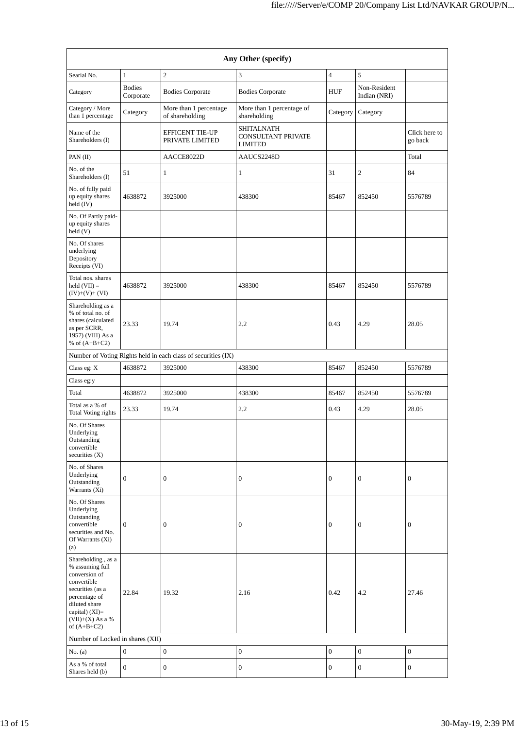| Any Other (specify) | | | | | | |
|---|---|---|---|---|---|---|
| Searial No. | 1 | 2 | 3 | 4 | 5 | |
| Category | Bodies Corporate | Bodies Corporate | Bodies Corporate | HUF | Non-Resident Indian (NRI) | |
| Category / More than 1 percentage | Category | More than 1 percentage of shareholding | More than 1 percentage of shareholding | Category | Category | |
| Name of the Shareholders (I) | | EFFICENT TIE-UP PRIVATE LIMITED | SHITALNATH CONSULTANT PRIVATE LIMITED | | | Click here to go back |
| PAN (II) | | AACCE8022D | AAUCS2248D | | | Total |
| No. of the Shareholders (I) | 51 | 1 | 1 | 31 | 2 | 84 |
| No. of fully paid up equity shares held (IV) | 4638872 | 3925000 | 438300 | 85467 | 852450 | 5576789 |
| No. Of Partly paid-up equity shares held (V) | | | | | | |
| No. Of shares underlying Depository Receipts (VI) | | | | | | |
| Total nos. shares held (VII) = (IV)+(V)+ (VI) | 4638872 | 3925000 | 438300 | 85467 | 852450 | 5576789 |
| Shareholding as a % of total no. of shares (calculated as per SCRR, 1957) (VIII) As a % of (A+B+C2) | 23.33 | 19.74 | 2.2 | 0.43 | 4.29 | 28.05 |
| Number of Voting Rights held in each class of securities (IX) | | | | | | |
| Class eg: X | 4638872 | 3925000 | 438300 | 85467 | 852450 | 5576789 |
| Class eg:y | | | | | | |
| Total | 4638872 | 3925000 | 438300 | 85467 | 852450 | 5576789 |
| Total as a % of Total Voting rights | 23.33 | 19.74 | 2.2 | 0.43 | 4.29 | 28.05 |
| No. Of Shares Underlying Outstanding convertible securities (X) | | | | | | |
| No. of Shares Underlying Outstanding Warrants (Xi) | 0 | 0 | 0 | 0 | 0 | 0 |
| No. Of Shares Underlying Outstanding convertible securities and No. Of Warrants (Xi) (a) | 0 | 0 | 0 | 0 | 0 | 0 |
| Shareholding , as a % assuming full conversion of convertible securities (as a percentage of diluted share capital) (XI)= (VII)+(X) As a % of (A+B+C2) | 22.84 | 19.32 | 2.16 | 0.42 | 4.2 | 27.46 |
| Number of Locked in shares (XII) | | | | | | |
| No. (a) | 0 | 0 | 0 | 0 | 0 | 0 |
| As a % of total Shares held (b) | 0 | 0 | 0 | 0 | 0 | 0 |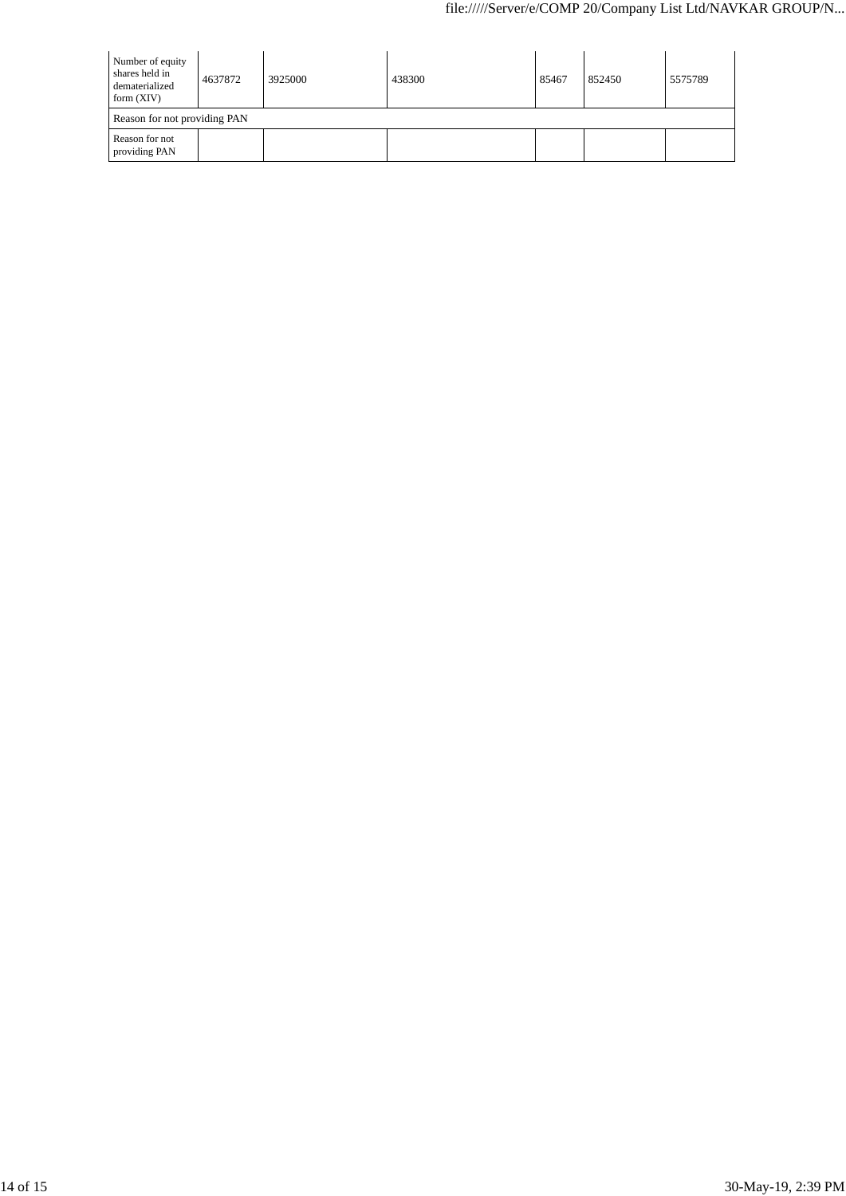| | | | | | | |
|---|---|---|---|---|---|---|
| Number of equity shares held in dematerialized form (XIV) | 4637872 | 3925000 | 438300 | 85467 | 852450 | 5575789 |
| Reason for not providing PAN | | | | | | |
| Reason for not providing PAN | | | | | | |